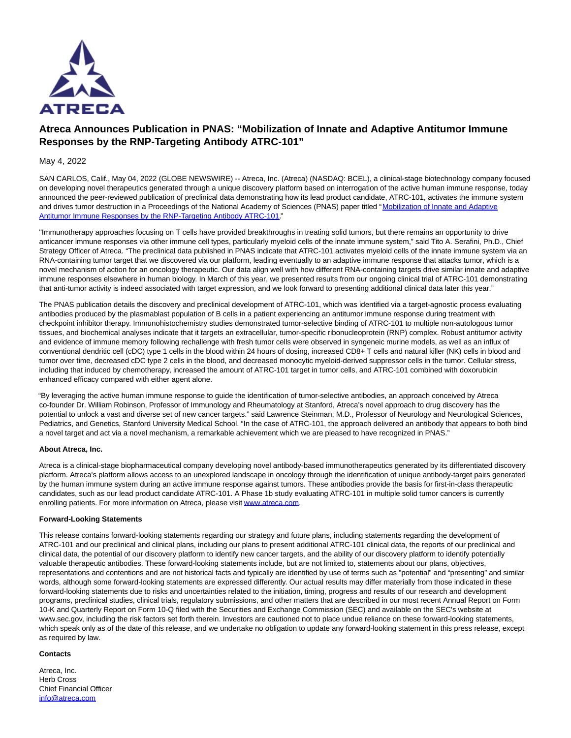# Atreca Announces Publication in PNAS: "Mobilization of Innate and Adaptive Antitumor Immune Responses by the RNP-Targeting Antibody ATRC-101"

May 4, 2022

SAN CARLOS, Calif., May 04, 2022 (GLOBE NEWSWIRE) -- Atreca, Inc. (Atreca) (NASDAQ: BCEL), a clinical-stage biotechnology company focused on developing novel therapeutics generated through a unique discovery platform based on interrogation of the active human immune response, today announced the peer-reviewed publication of preclinical data demonstrating how its lead product candidate, ATRC-101, activates the immune system and drives tumor destruction in a Proceedings of the National Academy of Sciences (PNAS) paper titled "[Mobilization of Innate and Adaptive Antitumor Immune Responses by the RNP-Targeting Antibody ATRC-101](#)."

"Immunotherapy approaches focusing on T cells have provided breakthroughs in treating solid tumors, but there remains an opportunity to drive anticancer immune responses via other immune cell types, particularly myeloid cells of the innate immune system," said Tito A. Serafini, Ph.D., Chief Strategy Officer of Atreca. "The preclinical data published in PNAS indicate that ATRC-101 activates myeloid cells of the innate immune system via an RNA-containing tumor target that we discovered via our platform, leading eventually to an adaptive immune response that attacks tumor, which is a novel mechanism of action for an oncology therapeutic. Our data align well with how different RNA-containing targets drive similar innate and adaptive immune responses elsewhere in human biology. In March of this year, we presented results from our ongoing clinical trial of ATRC-101 demonstrating that anti-tumor activity is indeed associated with target expression, and we look forward to presenting additional clinical data later this year."

The PNAS publication details the discovery and preclinical development of ATRC-101, which was identified via a target-agnostic process evaluating antibodies produced by the plasmablast population of B cells in a patient experiencing an antitumor immune response during treatment with checkpoint inhibitor therapy. Immunohistochemistry studies demonstrated tumor-selective binding of ATRC-101 to multiple non-autologous tumor tissues, and biochemical analyses indicate that it targets an extracellular, tumor-specific ribonucleoprotein (RNP) complex. Robust antitumor activity and evidence of immune memory following rechallenge with fresh tumor cells were observed in syngeneic murine models, as well as an influx of conventional dendritic cell (cDC) type 1 cells in the blood within 24 hours of dosing, increased CD8+ T cells and natural killer (NK) cells in blood and tumor over time, decreased cDC type 2 cells in the blood, and decreased monocytic myeloid-derived suppressor cells in the tumor. Cellular stress, including that induced by chemotherapy, increased the amount of ATRC-101 target in tumor cells, and ATRC-101 combined with doxorubicin enhanced efficacy compared with either agent alone.

"By leveraging the active human immune response to guide the identification of tumor-selective antibodies, an approach conceived by Atreca co-founder Dr. William Robinson, Professor of Immunology and Rheumatology at Stanford, Atreca's novel approach to drug discovery has the potential to unlock a vast and diverse set of new cancer targets." said Lawrence Steinman, M.D., Professor of Neurology and Neurological Sciences, Pediatrics, and Genetics, Stanford University Medical School. "In the case of ATRC-101, the approach delivered an antibody that appears to both bind a novel target and act via a novel mechanism, a remarkable achievement which we are pleased to have recognized in PNAS."

**About Atreca, Inc.**

Atreca is a clinical-stage biopharmaceutical company developing novel antibody-based immunotherapeutics generated by its differentiated discovery platform. Atreca's platform allows access to an unexplored landscape in oncology through the identification of unique antibody-target pairs generated by the human immune system during an active immune response against tumors. These antibodies provide the basis for first-in-class therapeutic candidates, such as our lead product candidate ATRC-101. A Phase 1b study evaluating ATRC-101 in multiple solid tumor cancers is currently enrolling patients. For more information on Atreca, please visit [www.atreca.com](http://www.atreca.com).

**Forward-Looking Statements**

This release contains forward-looking statements regarding our strategy and future plans, including statements regarding the development of ATRC-101 and our preclinical and clinical plans, including our plans to present additional ATRC-101 clinical data, the reports of our preclinical and clinical data, the potential of our discovery platform to identify new cancer targets, and the ability of our discovery platform to identify potentially valuable therapeutic antibodies. These forward-looking statements include, but are not limited to, statements about our plans, objectives, representations and contentions and are not historical facts and typically are identified by use of terms such as "potential" and "presenting" and similar words, although some forward-looking statements are expressed differently. Our actual results may differ materially from those indicated in these forward-looking statements due to risks and uncertainties related to the initiation, timing, progress and results of our research and development programs, preclinical studies, clinical trials, regulatory submissions, and other matters that are described in our most recent Annual Report on Form 10-K and Quarterly Report on Form 10-Q filed with the Securities and Exchange Commission (SEC) and available on the SEC's website at www.sec.gov, including the risk factors set forth therein. Investors are cautioned not to place undue reliance on these forward-looking statements, which speak only as of the date of this release, and we undertake no obligation to update any forward-looking statement in this press release, except as required by law.

**Contacts**

Atreca, Inc.
Herb Cross
Chief Financial Officer
[info@atreca.com](mailto:info@atreca.com)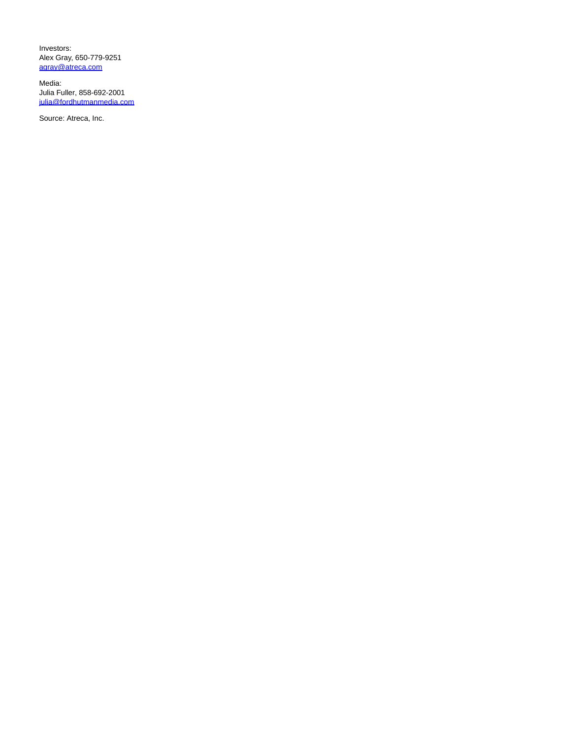Investors:
Alex Gray, 650-779-9251
agray@atreca.com

Media:
Julia Fuller, 858-692-2001
julia@fordhutmanmedia.com

Source: Atreca, Inc.